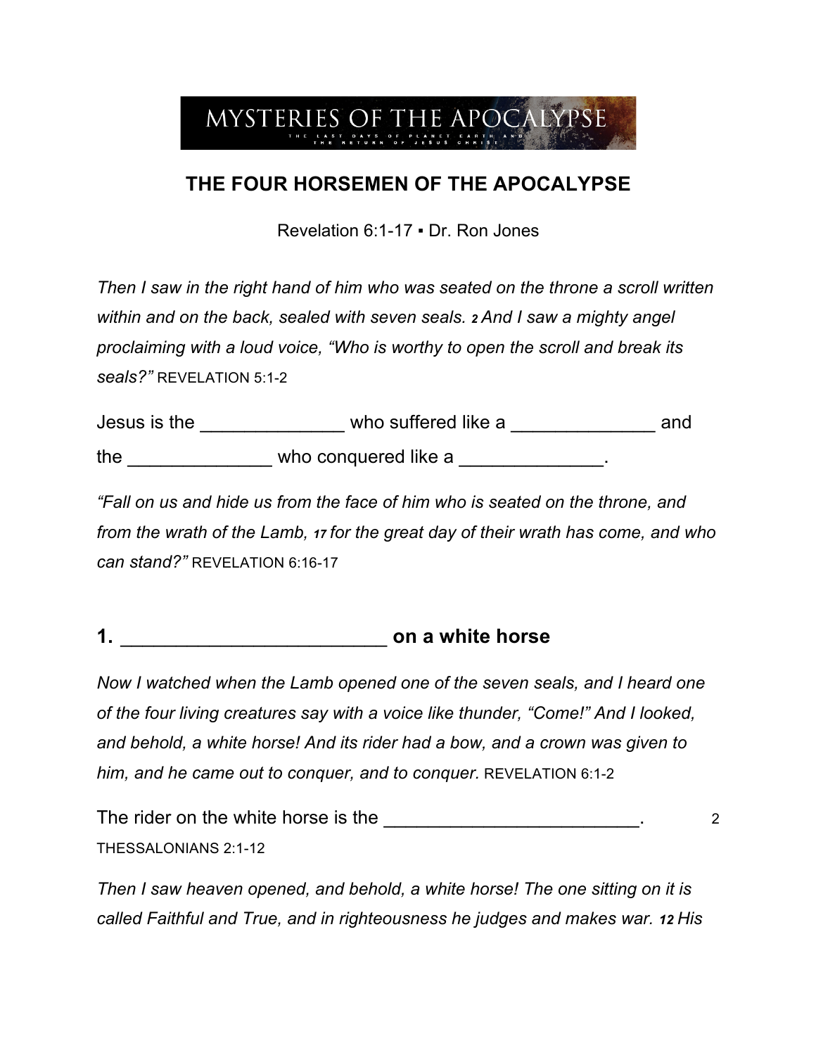MYSTERIES OF THE APOCALYPSE

THE LAST DAYS OF PLANET EARTH AND THE RETURN OF JESUS CHRIST

# THE FOUR HORSEMEN OF THE APOCALYPSE

Revelation 6:1-17 ▪ Dr. Ron Jones

*Then I saw in the right hand of him who was seated on the throne a scroll written within and on the back, sealed with seven seals. **2** And I saw a mighty angel proclaiming with a loud voice, "Who is worthy to open the scroll and break its seals?"* REVELATION 5:1-2

Jesus is the _____________ who suffered like a _____________ and the _____________ who conquered like a _____________.

*"Fall on us and hide us from the face of him who is seated on the throne, and from the wrath of the Lamb, **17** for the great day of their wrath has come, and who can stand?"* REVELATION 6:16-17

## 1. ________________________ on a white horse

*Now I watched when the Lamb opened one of the seven seals, and I heard one of the four living creatures say with a voice like thunder, "Come!" And I looked, and behold, a white horse! And its rider had a bow, and a crown was given to him, and he came out to conquer, and to conquer.* REVELATION 6:1-2

The rider on the white horse is the ________________________. 2 THESSALONIANS 2:1-12

*Then I saw heaven opened, and behold, a white horse! The one sitting on it is called Faithful and True, and in righteousness he judges and makes war. **12** His*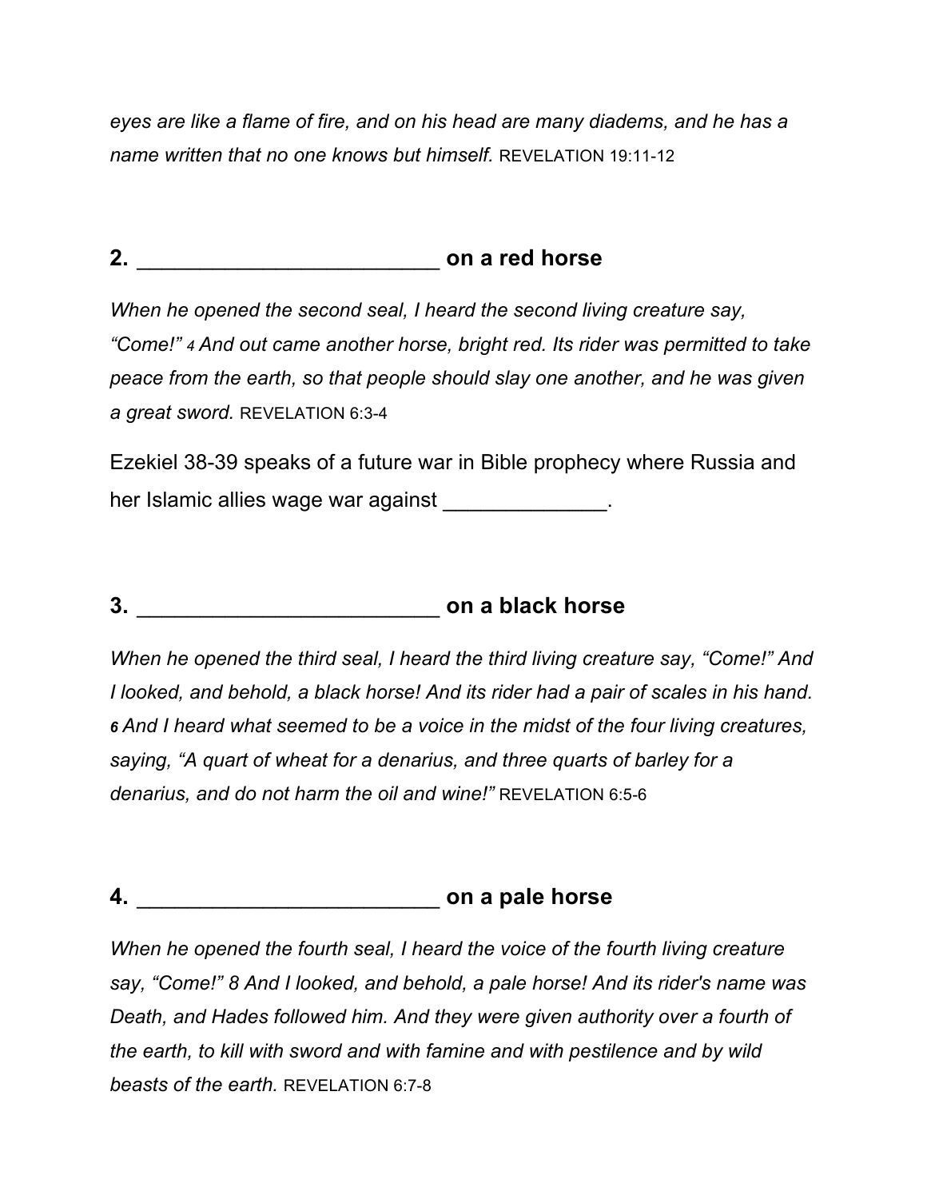*eyes are like a flame of fire, and on his head are many diadems, and he has a name written that no one knows but himself.* REVELATION 19:11-12

### 2. _________________________ on a red horse

*When he opened the second seal, I heard the second living creature say, "Come!" 4 And out came another horse, bright red. Its rider was permitted to take peace from the earth, so that people should slay one another, and he was given a great sword.* REVELATION 6:3-4

Ezekiel 38-39 speaks of a future war in Bible prophecy where Russia and her Islamic allies wage war against _____________.

### 3. _________________________ on a black horse

*When he opened the third seal, I heard the third living creature say, "Come!" And I looked, and behold, a black horse! And its rider had a pair of scales in his hand. **6** And I heard what seemed to be a voice in the midst of the four living creatures, saying, "A quart of wheat for a denarius, and three quarts of barley for a denarius, and do not harm the oil and wine!"* REVELATION 6:5-6

### 4. _________________________ on a pale horse

*When he opened the fourth seal, I heard the voice of the fourth living creature say, "Come!" 8 And I looked, and behold, a pale horse! And its rider's name was Death, and Hades followed him. And they were given authority over a fourth of the earth, to kill with sword and with famine and with pestilence and by wild beasts of the earth.* REVELATION 6:7-8